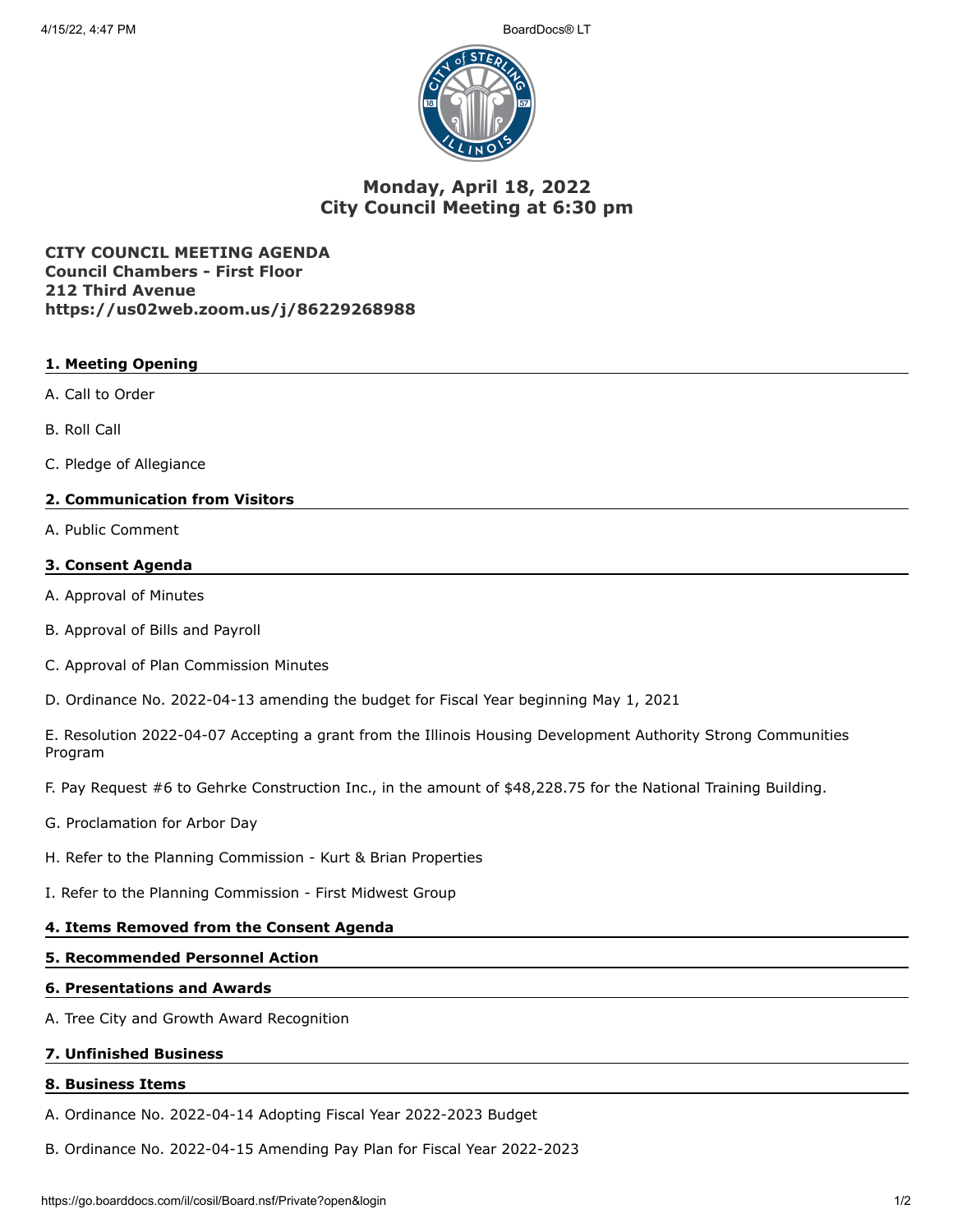# Monday, April 18, 2022
# City Council Meeting at 6:30 pm

**CITY COUNCIL MEETING AGENDA**
**Council Chambers - First Floor**
**212 Third Avenue**
**https://us02web.zoom.us/j/86229268988**

## 1. Meeting Opening

A. Call to Order

B. Roll Call

C. Pledge of Allegiance

## 2. Communication from Visitors

A. Public Comment

## 3. Consent Agenda

A. Approval of Minutes

B. Approval of Bills and Payroll

C. Approval of Plan Commission Minutes

D. Ordinance No. 2022-04-13 amending the budget for Fiscal Year beginning May 1, 2021

E. Resolution 2022-04-07 Accepting a grant from the Illinois Housing Development Authority Strong Communities Program

F. Pay Request #6 to Gehrke Construction Inc., in the amount of $48,228.75 for the National Training Building.

G. Proclamation for Arbor Day

H. Refer to the Planning Commission - Kurt & Brian Properties

I. Refer to the Planning Commission - First Midwest Group

## 4. Items Removed from the Consent Agenda

## 5. Recommended Personnel Action

## 6. Presentations and Awards

A. Tree City and Growth Award Recognition

## 7. Unfinished Business

## 8. Business Items

A. Ordinance No. 2022-04-14 Adopting Fiscal Year 2022-2023 Budget

B. Ordinance No. 2022-04-15 Amending Pay Plan for Fiscal Year 2022-2023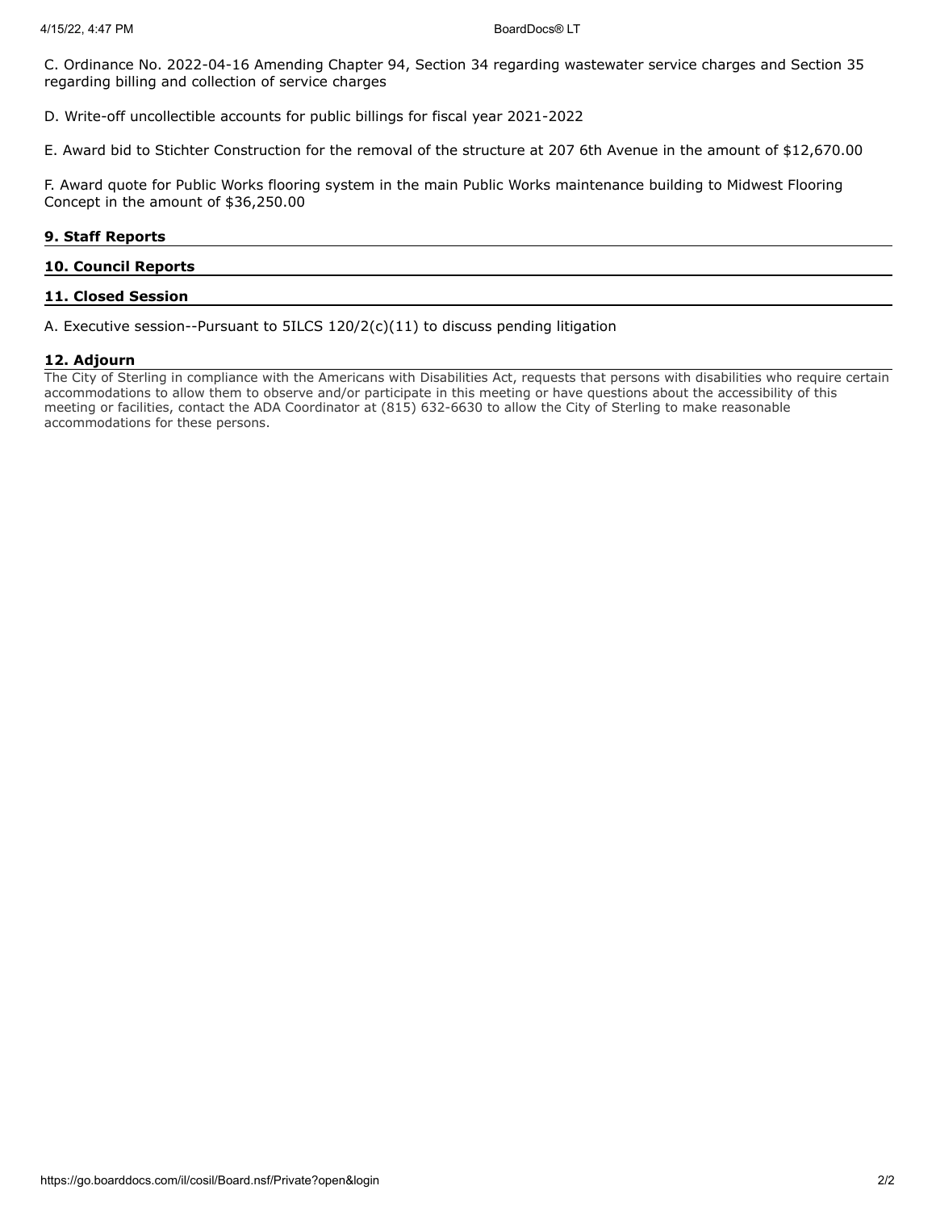C. Ordinance No. 2022-04-16 Amending Chapter 94, Section 34 regarding wastewater service charges and Section 35 regarding billing and collection of service charges

D. Write-off uncollectible accounts for public billings for fiscal year 2021-2022

E. Award bid to Stichter Construction for the removal of the structure at 207 6th Avenue in the amount of $12,670.00

F. Award quote for Public Works flooring system in the main Public Works maintenance building to Midwest Flooring Concept in the amount of $36,250.00

## 9. Staff Reports

## 10. Council Reports

## 11. Closed Session

A. Executive session--Pursuant to 5ILCS 120/2(c)(11) to discuss pending litigation

## 12. Adjourn

The City of Sterling in compliance with the Americans with Disabilities Act, requests that persons with disabilities who require certain accommodations to allow them to observe and/or participate in this meeting or have questions about the accessibility of this meeting or facilities, contact the ADA Coordinator at (815) 632-6630 to allow the City of Sterling to make reasonable accommodations for these persons.